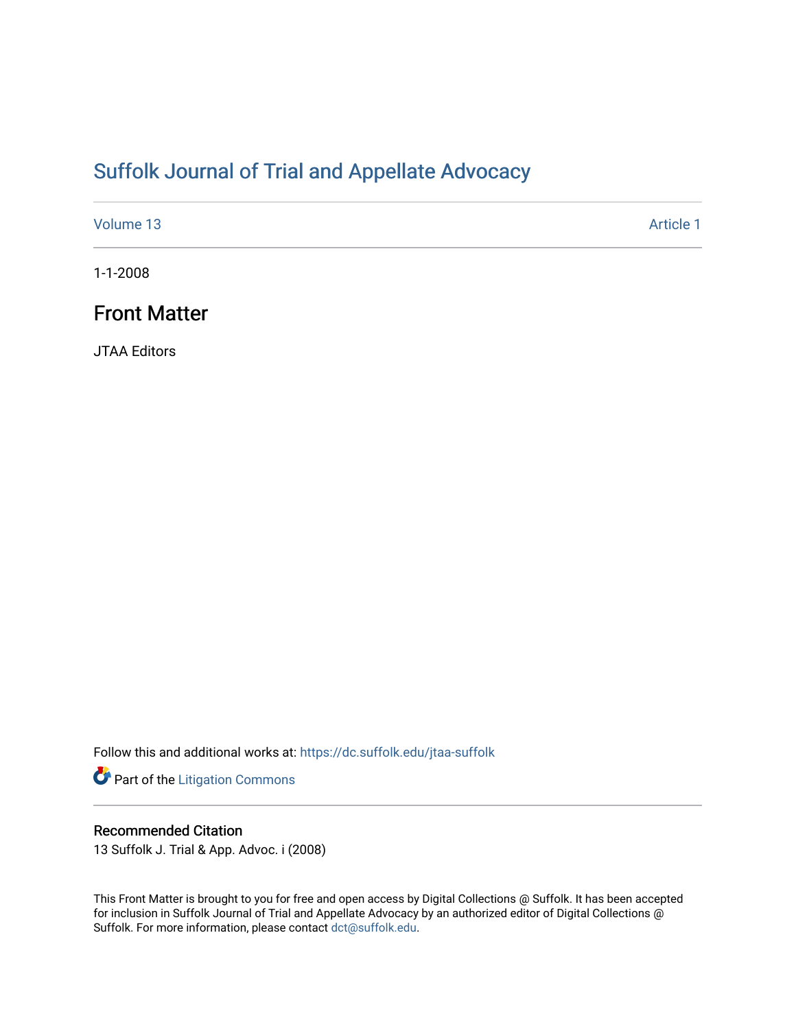# Suffolk Journal of Trial and Appellate Advocacy

Volume 13 | Article 1

1-1-2008

## Front Matter

JTAA Editors

Follow this and additional works at: https://dc.suffolk.edu/jtaa-suffolk

Part of the Litigation Commons

### Recommended Citation

13 Suffolk J. Trial & App. Advoc. i (2008)

This Front Matter is brought to you for free and open access by Digital Collections @ Suffolk. It has been accepted for inclusion in Suffolk Journal of Trial and Appellate Advocacy by an authorized editor of Digital Collections @ Suffolk. For more information, please contact dct@suffolk.edu.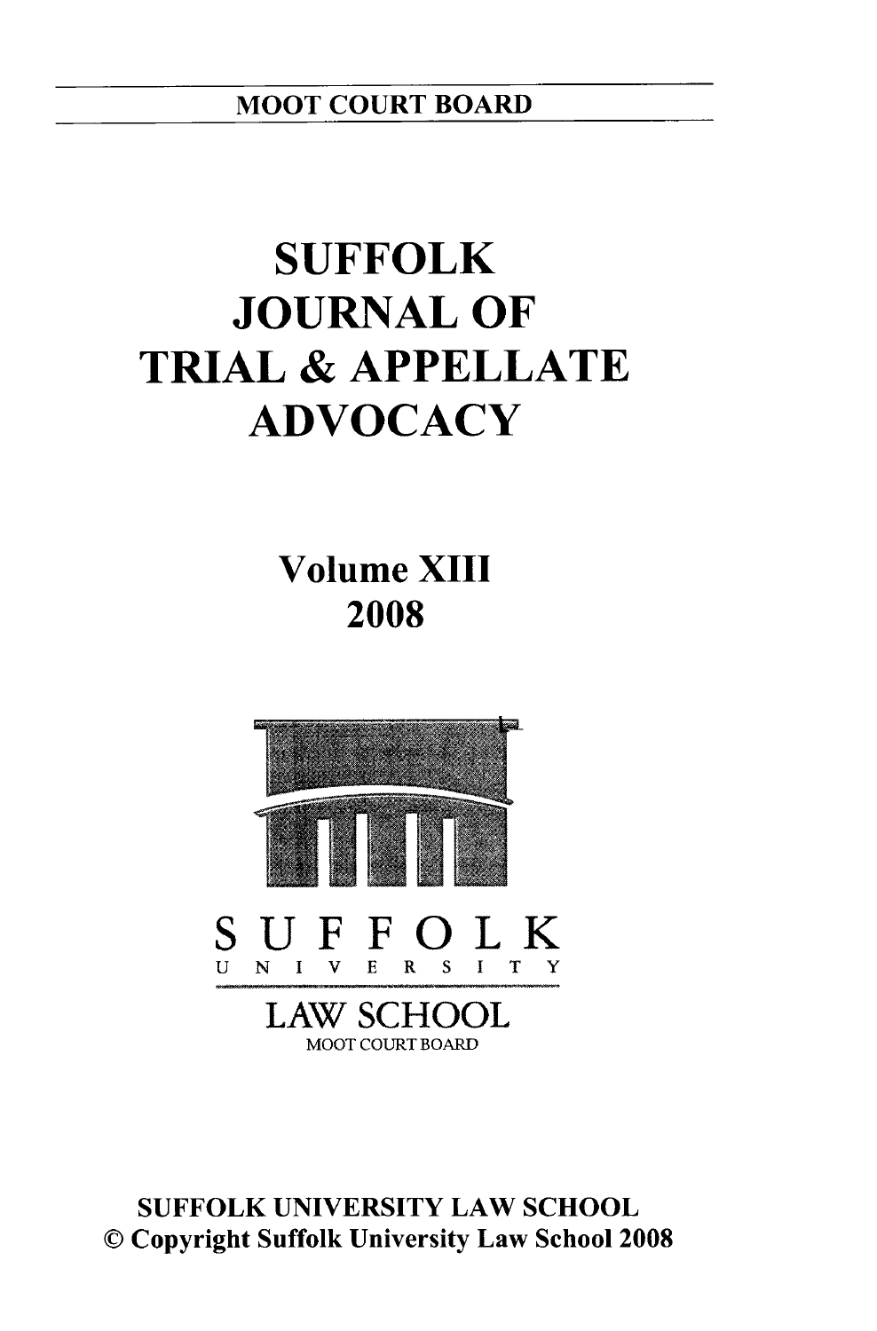MOOT COURT BOARD

# SUFFOLK JOURNAL OF TRIAL & APPELLATE ADVOCACY

## Volume XIII
## 2008

SUFFOLK
UNIVERSITY
LAW SCHOOL
MOOT COURT BOARD

SUFFOLK UNIVERSITY LAW SCHOOL
© Copyright Suffolk University Law School 2008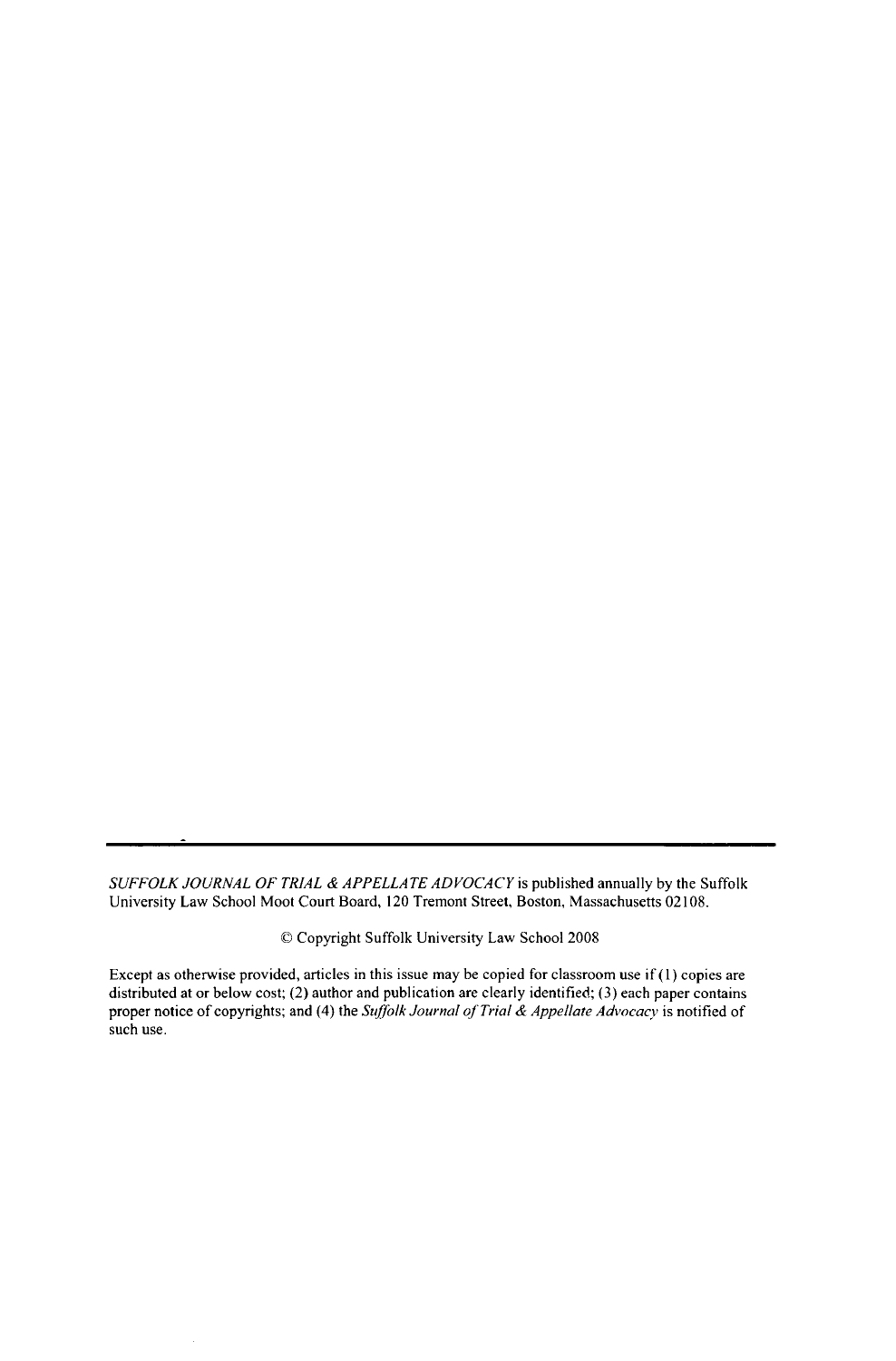*SUFFOLK JOURNAL OF TRIAL & APPELLATE ADVOCACY* is published annually by the Suffolk University Law School Moot Court Board, 120 Tremont Street, Boston, Massachusetts 02108.

© Copyright Suffolk University Law School 2008

Except as otherwise provided, articles in this issue may be copied for classroom use if (1) copies are distributed at or below cost; (2) author and publication are clearly identified; (3) each paper contains proper notice of copyrights; and (4) the *Suffolk Journal of Trial & Appellate Advocacy* is notified of such use.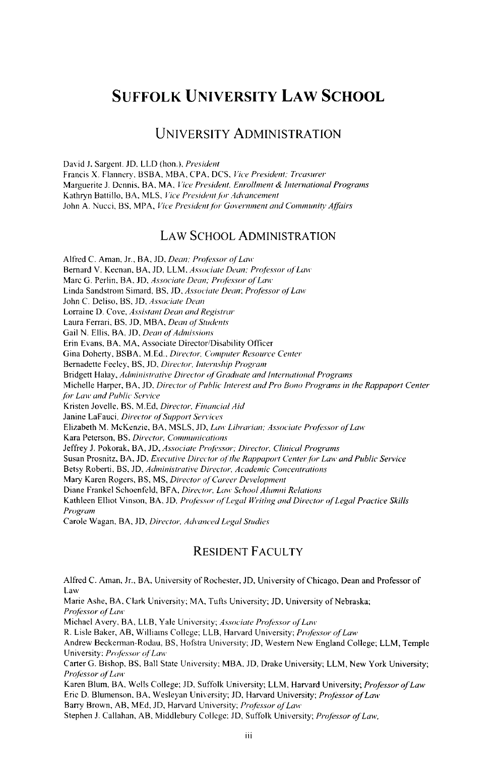# SUFFOLK UNIVERSITY LAW SCHOOL

## UNIVERSITY ADMINISTRATION

David J. Sargent, JD, LLD (hon.), *President*
Francis X. Flannery, BSBA, MBA, CPA, DCS, *Vice President; Treasurer*
Marguerite J. Dennis, BA, MA, *Vice President, Enrollment & International Programs*
Kathryn Battillo, BA, MLS, *Vice President for Advancement*
John A. Nucci, BS, MPA, *Vice President for Government and Community Affairs*

## LAW SCHOOL ADMINISTRATION

Alfred C. Aman, Jr., BA, JD, *Dean; Professor of Law*
Bernard V. Keenan, BA, JD, LLM, *Associate Dean; Professor of Law*
Marc G. Perlin, BA, JD, *Associate Dean; Professor of Law*
Linda Sandstrom Simard, BS, JD, *Associate Dean; Professor of Law*
John C. Deliso, BS, JD, *Associate Dean*
Lorraine D. Cove, *Assistant Dean and Registrar*
Laura Ferrari, BS, JD, MBA, *Dean of Students*
Gail N. Ellis, BA, JD, *Dean of Admissions*
Erin Evans, BA, MA, Associate Director/Disability Officer
Gina Doherty, BSBA, M.Ed., *Director, Computer Resource Center*
Bernadette Feeley, BS, JD, *Director, Internship Program*
Bridgett Halay, *Administrative Director of Graduate and International Programs*
Michelle Harper, BA, JD, *Director of Public Interest and Pro Bono Programs in the Rappaport Center for Law and Public Service*
Kristen Jovelle, BS, M.Ed, *Director, Financial Aid*
Janine LaFauci, *Director of Support Services*
Elizabeth M. McKenzie, BA, MSLS, JD, *Law Librarian; Associate Professor of Law*
Kara Peterson, BS, *Director, Communications*
Jeffrey J. Pokorak, BA, JD, *Associate Professor; Director, Clinical Programs*
Susan Prosnitz, BA, JD, *Executive Director of the Rappaport Center for Law and Public Service*
Betsy Roberti, BS, JD, *Administrative Director, Academic Concentrations*
Mary Karen Rogers, BS, MS, *Director of Career Development*
Diane Frankel Schoenfeld, BFA, *Director, Law School Alumni Relations*
Kathleen Elliot Vinson, BA, JD, *Professor of Legal Writing and Director of Legal Practice Skills Program*
Carole Wagan, BA, JD, *Director, Advanced Legal Studies*

## RESIDENT FACULTY

Alfred C. Aman, Jr., BA, University of Rochester, JD, University of Chicago, Dean and Professor of Law
Marie Ashe, BA, Clark University; MA, Tufts University; JD, University of Nebraska; *Professor of Law*
Michael Avery, BA, LLB, Yale University; *Associate Professor of Law*
R. Lisle Baker, AB, Williams College; LLB, Harvard University; *Professor of Law*
Andrew Beckerman-Rodau, BS, Hofstra University; JD, Western New England College; LLM, Temple University; *Professor of Law*
Carter G. Bishop, BS, Ball State University; MBA, JD, Drake University; LLM, New York University; *Professor of Law*
Karen Blum, BA, Wells College; JD, Suffolk University; LLM, Harvard University; *Professor of Law*
Eric D. Blumenson, BA, Wesleyan University; JD, Harvard University; *Professor of Law*
Barry Brown, AB, MEd, JD, Harvard University; *Professor of Law*
Stephen J. Callahan, AB, Middlebury College; JD, Suffolk University; *Professor of Law*,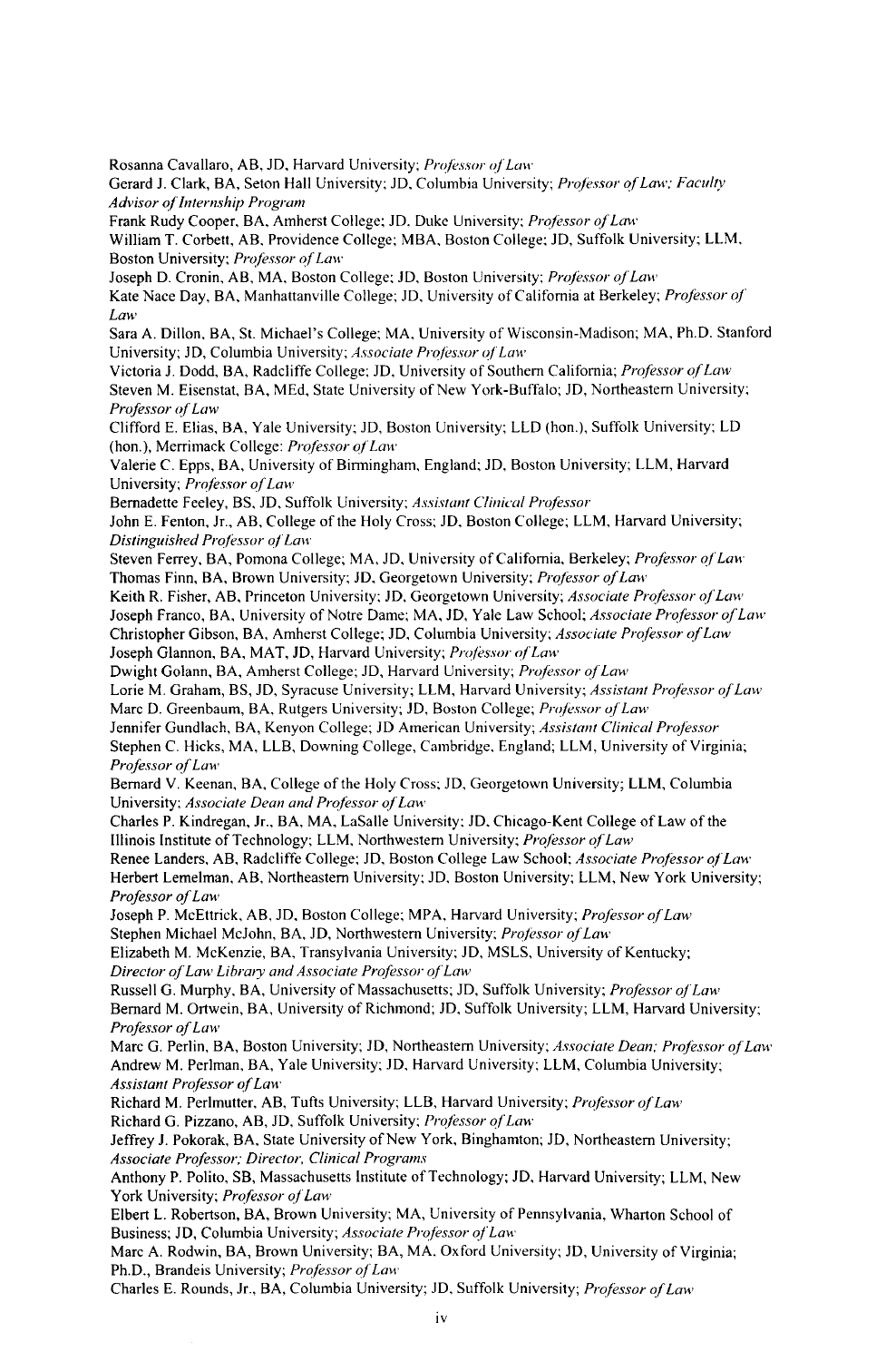Rosanna Cavallaro, AB, JD, Harvard University; *Professor of Law*

Gerard J. Clark, BA, Seton Hall University; JD, Columbia University; *Professor of Law; Faculty Advisor of Internship Program*

Frank Rudy Cooper, BA, Amherst College; JD, Duke University; *Professor of Law*

William T. Corbett, AB, Providence College; MBA, Boston College; JD, Suffolk University; LLM, Boston University; *Professor of Law*

Joseph D. Cronin, AB, MA, Boston College; JD, Boston University; *Professor of Law*

Kate Nace Day, BA, Manhattanville College; JD, University of California at Berkeley; *Professor of Law*

Sara A. Dillon, BA, St. Michael's College; MA, University of Wisconsin-Madison; MA, Ph.D. Stanford University; JD, Columbia University; *Associate Professor of Law*

Victoria J. Dodd, BA, Radcliffe College; JD, University of Southern California; *Professor of Law*

Steven M. Eisenstat, BA, MEd, State University of New York-Buffalo; JD, Northeastern University; *Professor of Law*

Clifford E. Elias, BA, Yale University; JD, Boston University; LLD (hon.), Suffolk University; LD (hon.), Merrimack College: *Professor of Law*

Valerie C. Epps, BA, University of Birmingham, England; JD, Boston University; LLM, Harvard University; *Professor of Law*

Bernadette Feeley, BS, JD, Suffolk University; *Assistant Clinical Professor*

John E. Fenton, Jr., AB, College of the Holy Cross; JD, Boston College; LLM, Harvard University; *Distinguished Professor of Law*

Steven Ferrey, BA, Pomona College; MA, JD, University of California, Berkeley; *Professor of Law*

Thomas Finn, BA, Brown University; JD, Georgetown University; *Professor of Law*

Keith R. Fisher, AB, Princeton University; JD, Georgetown University; *Associate Professor of Law*

Joseph Franco, BA, University of Notre Dame; MA, JD, Yale Law School; *Associate Professor of Law*

Christopher Gibson, BA, Amherst College; JD, Columbia University; *Associate Professor of Law*

Joseph Glannon, BA, MAT, JD, Harvard University; *Professor of Law*

Dwight Golann, BA, Amherst College; JD, Harvard University; *Professor of Law*

Lorie M. Graham, BS, JD, Syracuse University; LLM, Harvard University; *Assistant Professor of Law*

Marc D. Greenbaum, BA, Rutgers University; JD, Boston College; *Professor of Law*

Jennifer Gundlach, BA, Kenyon College; JD American University; *Assistant Clinical Professor*

Stephen C. Hicks, MA, LLB, Downing College, Cambridge, England; LLM, University of Virginia; *Professor of Law*

Bernard V. Keenan, BA, College of the Holy Cross; JD, Georgetown University; LLM, Columbia University; *Associate Dean and Professor of Law*

Charles P. Kindregan, Jr., BA, MA, LaSalle University; JD, Chicago-Kent College of Law of the Illinois Institute of Technology; LLM, Northwestern University; *Professor of Law*

Renee Landers, AB, Radcliffe College; JD, Boston College Law School; *Associate Professor of Law*

Herbert Lemelman, AB, Northeastern University; JD, Boston University; LLM, New York University; *Professor of Law*

Joseph P. McEttrick, AB, JD, Boston College; MPA, Harvard University; *Professor of Law*

Stephen Michael McJohn, BA, JD, Northwestern University; *Professor of Law*

Elizabeth M. McKenzie, BA, Transylvania University; JD, MSLS, University of Kentucky; *Director of Law Library and Associate Professor of Law*

Russell G. Murphy, BA, University of Massachusetts; JD, Suffolk University; *Professor of Law*

Bernard M. Ortwein, BA, University of Richmond; JD, Suffolk University; LLM, Harvard University; *Professor of Law*

Marc G. Perlin, BA, Boston University; JD, Northeastern University; *Associate Dean; Professor of Law*

Andrew M. Perlman, BA, Yale University; JD, Harvard University; LLM, Columbia University; *Assistant Professor of Law*

Richard M. Perlmutter, AB, Tufts University; LLB, Harvard University; *Professor of Law*

Richard G. Pizzano, AB, JD, Suffolk University; *Professor of Law*

Jeffrey J. Pokorak, BA, State University of New York, Binghamton; JD, Northeastern University; *Associate Professor; Director, Clinical Programs*

Anthony P. Polito, SB, Massachusetts Institute of Technology; JD, Harvard University; LLM, New York University; *Professor of Law*

Elbert L. Robertson, BA, Brown University; MA, University of Pennsylvania, Wharton School of Business; JD, Columbia University; *Associate Professor of Law*

Marc A. Rodwin, BA, Brown University; BA, MA, Oxford University; JD, University of Virginia; Ph.D., Brandeis University; *Professor of Law*

Charles E. Rounds, Jr., BA, Columbia University; JD, Suffolk University; *Professor of Law*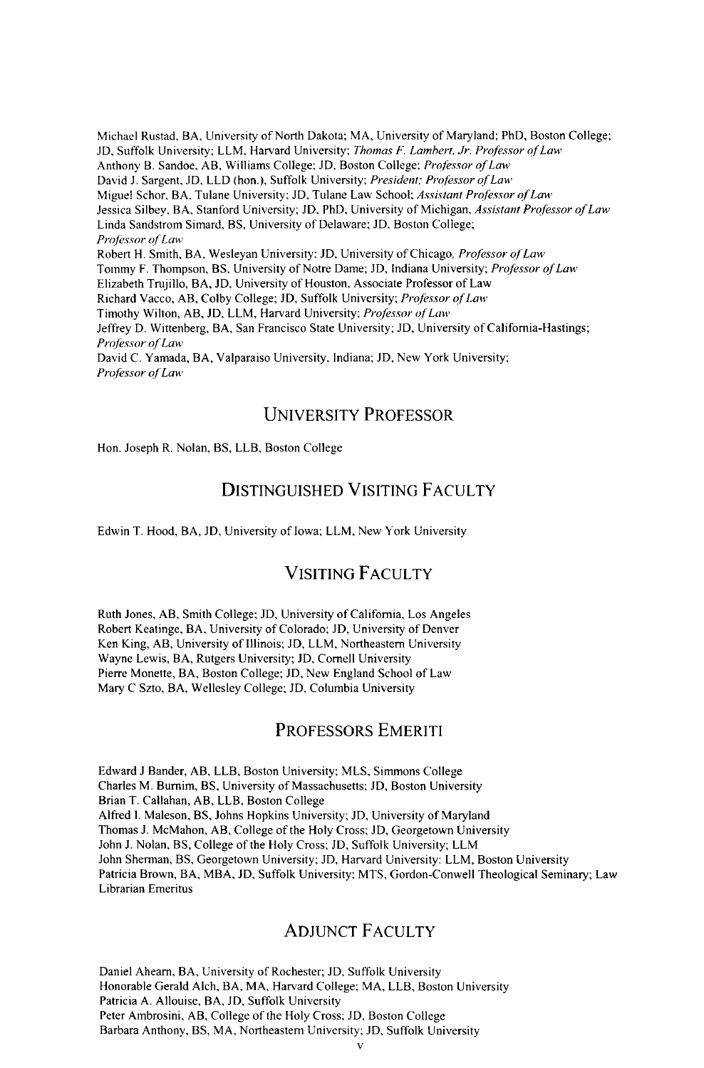Michael Rustad, BA, University of North Dakota; MA, University of Maryland; PhD, Boston College; JD, Suffolk University; LLM, Harvard University; *Thomas F. Lambert, Jr. Professor of Law*
Anthony B. Sandoe, AB, Williams College; JD, Boston College; *Professor of Law*
David J. Sargent, JD, LLD (hon.), Suffolk University; *President; Professor of Law*
Miguel Schor, BA, Tulane University; JD, Tulane Law School; *Assistant Professor of Law*
Jessica Silbey, BA, Stanford University; JD, PhD, University of Michigan, *Assistant Professor of Law*
Linda Sandstrom Simard, BS, University of Delaware; JD, Boston College; *Professor of Law*
Robert H. Smith, BA, Wesleyan University: JD, University of Chicago, *Professor of Law*
Tommy F. Thompson, BS, University of Notre Dame; JD, Indiana University; *Professor of Law*
Elizabeth Trujillo, BA, JD, University of Houston, Associate Professor of Law
Richard Vacco, AB, Colby College; JD, Suffolk University; *Professor of Law*
Timothy Wilton, AB, JD, LLM, Harvard University; *Professor of Law*
Jeffrey D. Wittenberg, BA, San Francisco State University; JD, University of California-Hastings; *Professor of Law*
David C. Yamada, BA, Valparaiso University, Indiana; JD, New York University; *Professor of Law*

## University Professor

Hon. Joseph R. Nolan, BS, LLB, Boston College

## Distinguished Visiting Faculty

Edwin T. Hood, BA, JD, University of Iowa; LLM, New York University

## Visiting Faculty

Ruth Jones, AB, Smith College; JD, University of California, Los Angeles
Robert Keatinge, BA, University of Colorado; JD, University of Denver
Ken King, AB, University of Illinois; JD, LLM, Northeastern University
Wayne Lewis, BA, Rutgers University; JD, Cornell University
Pierre Monette, BA, Boston College; JD, New England School of Law
Mary C Szto, BA, Wellesley College; JD, Columbia University

## Professors Emeriti

Edward J Bander, AB, LLB, Boston University; MLS, Simmons College
Charles M. Burnim, BS, University of Massachusetts; JD, Boston University
Brian T. Callahan, AB, LLB, Boston College
Alfred I. Maleson, BS, Johns Hopkins University; JD, University of Maryland
Thomas J. McMahon, AB, College of the Holy Cross; JD, Georgetown University
John J. Nolan, BS, College of the Holy Cross; JD, Suffolk University; LLM
John Sherman, BS, Georgetown University; JD, Harvard University: LLM, Boston University
Patricia Brown, BA, MBA, JD, Suffolk University; MTS, Gordon-Conwell Theological Seminary; Law Librarian Emeritus

## Adjunct Faculty

Daniel Ahearn, BA, University of Rochester; JD, Suffolk University
Honorable Gerald Alch, BA, MA, Harvard College; MA, LLB, Boston University
Patricia A. Allouise, BA, JD, Suffolk University
Peter Ambrosini, AB, College of the Holy Cross; JD, Boston College
Barbara Anthony, BS, MA, Northeastern University; JD, Suffolk University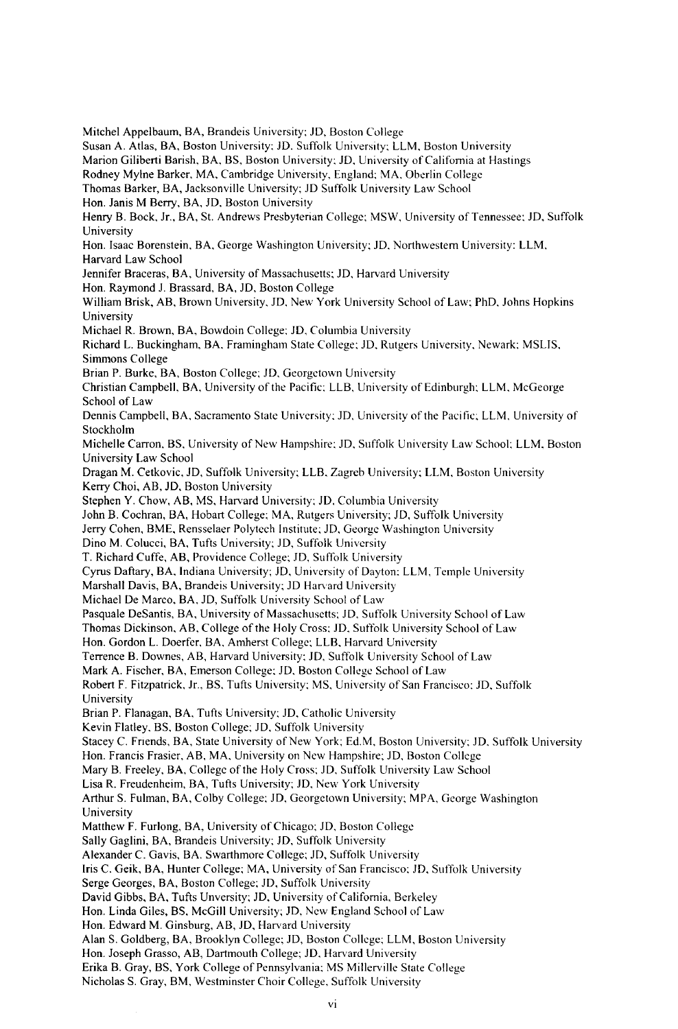Mitchel Appelbaum, BA, Brandeis University; JD, Boston College
Susan A. Atlas, BA, Boston University; JD. Suffolk University; LLM, Boston University
Marion Giliberti Barish, BA, BS, Boston University; JD, University of California at Hastings
Rodney Mylne Barker, MA, Cambridge University, England; MA, Oberlin College
Thomas Barker, BA, Jacksonville University; JD Suffolk University Law School
Hon. Janis M Berry, BA, JD, Boston University
Henry B. Bock, Jr., BA, St. Andrews Presbyterian College; MSW, University of Tennessee; JD, Suffolk University
Hon. Isaac Borenstein, BA, George Washington University; JD, Northwestern University: LLM, Harvard Law School
Jennifer Braceras, BA, University of Massachusetts; JD, Harvard University
Hon. Raymond J. Brassard, BA, JD, Boston College
William Brisk, AB, Brown University, JD, New York University School of Law; PhD, Johns Hopkins University
Michael R. Brown, BA, Bowdoin College; JD, Columbia University
Richard L. Buckingham, BA, Framingham State College; JD, Rutgers University, Newark; MSLIS, Simmons College
Brian P. Burke, BA, Boston College; JD, Georgetown University
Christian Campbell, BA, University of the Pacific; LLB, University of Edinburgh; LLM, McGeorge School of Law
Dennis Campbell, BA, Sacramento State University; JD, University of the Pacific; LLM, University of Stockholm
Michelle Carron, BS, University of New Hampshire; JD, Suffolk University Law School; LLM, Boston University Law School
Dragan M. Cetkovic, JD, Suffolk University; LLB, Zagreb University; LLM, Boston University
Kerry Choi, AB, JD, Boston University
Stephen Y. Chow, AB, MS, Harvard University; JD, Columbia University
John B. Cochran, BA, Hobart College; MA, Rutgers University; JD, Suffolk University
Jerry Cohen, BME, Rensselaer Polytech Institute; JD, George Washington University
Dino M. Colucci, BA, Tufts University; JD, Suffolk University
T. Richard Cuffe, AB, Providence College; JD, Suffolk University
Cyrus Daftary, BA, Indiana University; JD, University of Dayton; LLM, Temple University
Marshall Davis, BA, Brandeis University; JD Harvard University
Michael De Marco, BA, JD, Suffolk University School of Law
Pasquale DeSantis, BA, University of Massachusetts; JD, Suffolk University School of Law
Thomas Dickinson, AB, College of the Holy Cross; JD, Suffolk University School of Law
Hon. Gordon L. Doerfer, BA, Amherst College; LLB, Harvard University
Terrence B. Downes, AB, Harvard University; JD, Suffolk University School of Law
Mark A. Fischer, BA, Emerson College; JD, Boston College School of Law
Robert F. Fitzpatrick, Jr., BS, Tufts University; MS, University of San Francisco; JD, Suffolk University
Brian P. Flanagan, BA, Tufts University; JD, Catholic University
Kevin Flatley, BS, Boston College; JD, Suffolk University
Stacey C. Friends, BA, State University of New York; Ed.M, Boston University; JD, Suffolk University
Hon. Francis Frasier, AB, MA, University on New Hampshire; JD, Boston College
Mary B. Freeley, BA, College of the Holy Cross; JD, Suffolk University Law School
Lisa R. Freudenheim, BA, Tufts University; JD, New York University
Arthur S. Fulman, BA, Colby College; JD, Georgetown University; MPA, George Washington University
Matthew F. Furlong, BA, University of Chicago; JD, Boston College
Sally Gaglini, BA, Brandeis University; JD, Suffolk University
Alexander C. Gavis, BA, Swarthmore College; JD, Suffolk University
Iris C. Geik, BA, Hunter College; MA, University of San Francisco; JD, Suffolk University
Serge Georges, BA, Boston College; JD, Suffolk University
David Gibbs, BA, Tufts Unversity; JD, University of California, Berkeley
Hon. Linda Giles, BS, McGill University; JD, New England School of Law
Hon. Edward M. Ginsburg, AB, JD, Harvard University
Alan S. Goldberg, BA, Brooklyn College; JD, Boston College; LLM, Boston University
Hon. Joseph Grasso, AB, Dartmouth College; JD, Harvard University
Erika B. Gray, BS, York College of Pennsylvania; MS Millerville State College
Nicholas S. Gray, BM, Westminster Choir College, Suffolk University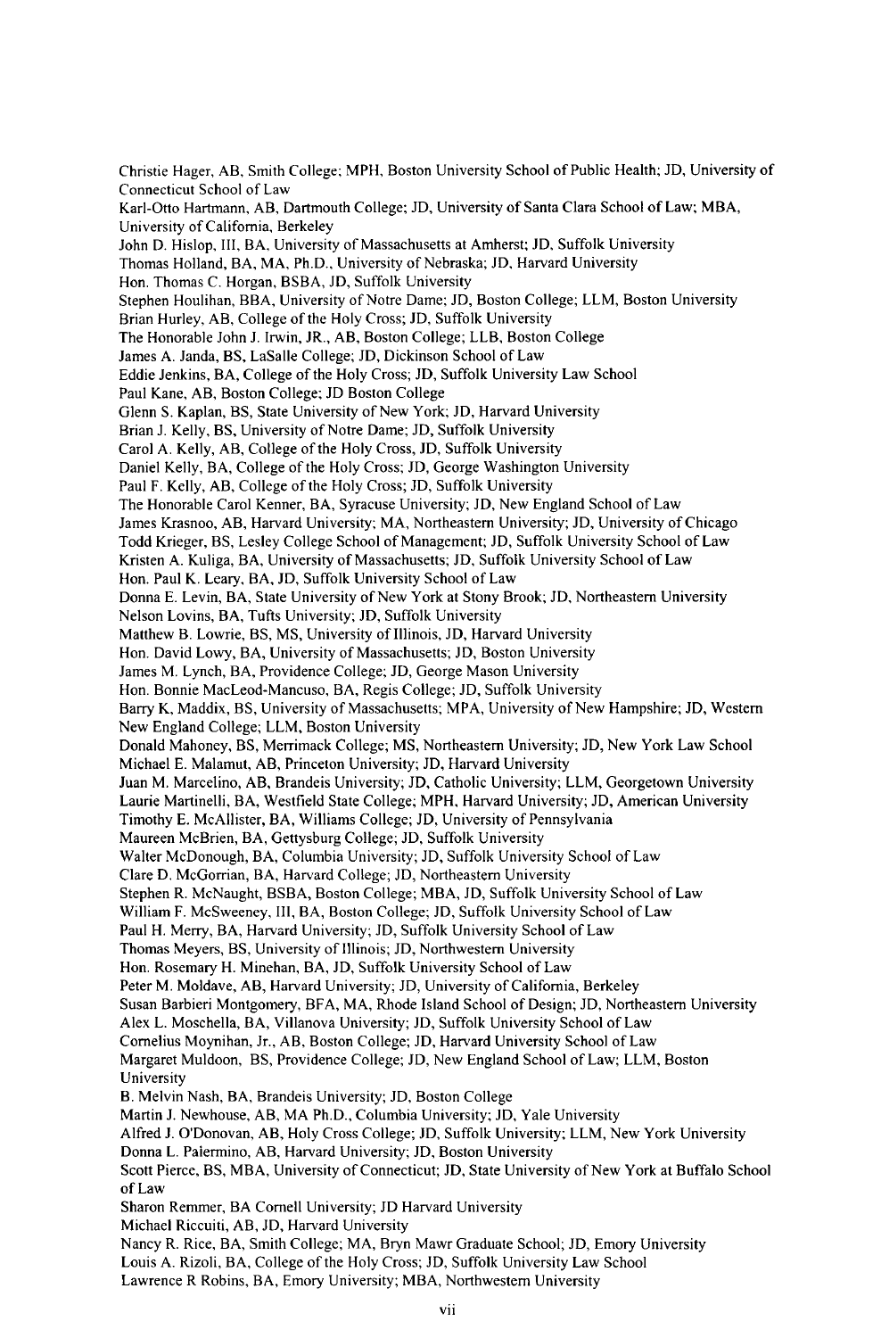Christie Hager, AB, Smith College; MPH, Boston University School of Public Health; JD, University of Connecticut School of Law

Karl-Otto Hartmann, AB, Dartmouth College; JD, University of Santa Clara School of Law; MBA, University of California, Berkeley

John D. Hislop, III, BA, University of Massachusetts at Amherst; JD, Suffolk University

Thomas Holland, BA, MA, Ph.D., University of Nebraska; JD, Harvard University

Hon. Thomas C. Horgan, BSBA, JD, Suffolk University

Stephen Houlihan, BBA, University of Notre Dame; JD, Boston College; LLM, Boston University

Brian Hurley, AB, College of the Holy Cross; JD, Suffolk University

The Honorable John J. Irwin, JR., AB, Boston College; LLB, Boston College

James A. Janda, BS, LaSalle College; JD, Dickinson School of Law

Eddie Jenkins, BA, College of the Holy Cross; JD, Suffolk University Law School

Paul Kane, AB, Boston College; JD Boston College

Glenn S. Kaplan, BS, State University of New York; JD, Harvard University

Brian J. Kelly, BS, University of Notre Dame; JD, Suffolk University

Carol A. Kelly, AB, College of the Holy Cross, JD, Suffolk University

Daniel Kelly, BA, College of the Holy Cross; JD, George Washington University

Paul F. Kelly, AB, College of the Holy Cross; JD, Suffolk University

The Honorable Carol Kenner, BA, Syracuse University; JD, New England School of Law

James Krasnoo, AB, Harvard University; MA, Northeastern University; JD, University of Chicago

Todd Krieger, BS, Lesley College School of Management; JD, Suffolk University School of Law

Kristen A. Kuliga, BA, University of Massachusetts; JD, Suffolk University School of Law

Hon. Paul K. Leary, BA, JD, Suffolk University School of Law

Donna E. Levin, BA, State University of New York at Stony Brook; JD, Northeastern University

Nelson Lovins, BA, Tufts University; JD, Suffolk University

Matthew B. Lowrie, BS, MS, University of Illinois, JD, Harvard University

Hon. David Lowy, BA, University of Massachusetts; JD, Boston University

James M. Lynch, BA, Providence College; JD, George Mason University

Hon. Bonnie MacLeod-Mancuso, BA, Regis College; JD, Suffolk University

Barry K. Maddix, BS, University of Massachusetts; MPA, University of New Hampshire; JD, Western New England College; LLM, Boston University

Donald Mahoney, BS, Merrimack College; MS, Northeastern University; JD, New York Law School

Michael E. Malamut, AB, Princeton University; JD, Harvard University

Juan M. Marcelino, AB, Brandeis University; JD, Catholic University; LLM, Georgetown University

Laurie Martinelli, BA, Westfield State College; MPH, Harvard University; JD, American University

Timothy E. McAllister, BA, Williams College; JD, University of Pennsylvania

Maureen McBrien, BA, Gettysburg College; JD, Suffolk University

Walter McDonough, BA, Columbia University; JD, Suffolk University School of Law

Clare D. McGorrian, BA, Harvard College; JD, Northeastern University

Stephen R. McNaught, BSBA, Boston College; MBA, JD, Suffolk University School of Law

William F. McSweeney, III, BA, Boston College; JD, Suffolk University School of Law

Paul H. Merry, BA, Harvard University; JD, Suffolk University School of Law

Thomas Meyers, BS, University of Illinois; JD, Northwestern University

Hon. Rosemary H. Minehan, BA, JD, Suffolk University School of Law

Peter M. Moldave, AB, Harvard University; JD, University of California, Berkeley

Susan Barbieri Montgomery, BFA, MA, Rhode Island School of Design; JD, Northeastern University

Alex L. Moschella, BA, Villanova University; JD, Suffolk University School of Law

Cornelius Moynihan, Jr., AB, Boston College; JD, Harvard University School of Law

Margaret Muldoon, BS, Providence College; JD, New England School of Law; LLM, Boston University

B. Melvin Nash, BA, Brandeis University; JD, Boston College

Martin J. Newhouse, AB, MA Ph.D., Columbia University; JD, Yale University

Alfred J. O'Donovan, AB, Holy Cross College; JD, Suffolk University; LLM, New York University

Donna L. Palermino, AB, Harvard University; JD, Boston University

Scott Pierce, BS, MBA, University of Connecticut; JD, State University of New York at Buffalo School of Law

Sharon Remmer, BA Cornell University; JD Harvard University

Michael Riccuiti, AB, JD, Harvard University

Nancy R. Rice, BA, Smith College; MA, Bryn Mawr Graduate School; JD, Emory University

Louis A. Rizoli, BA, College of the Holy Cross; JD, Suffolk University Law School

Lawrence R Robins, BA, Emory University; MBA, Northwestern University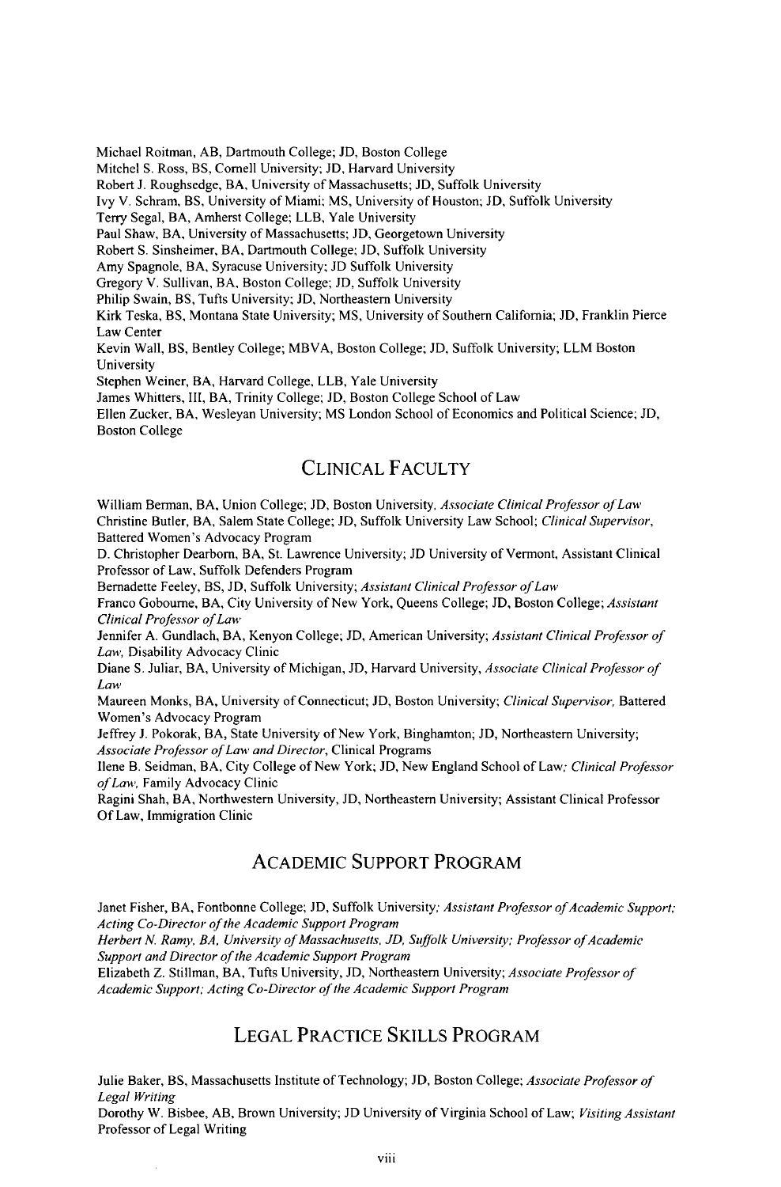Michael Roitman, AB, Dartmouth College; JD, Boston College
Mitchel S. Ross, BS, Cornell University; JD, Harvard University
Robert J. Roughsedge, BA, University of Massachusetts; JD, Suffolk University
Ivy V. Schram, BS, University of Miami; MS, University of Houston; JD, Suffolk University
Terry Segal, BA, Amherst College; LLB, Yale University
Paul Shaw, BA, University of Massachusetts; JD, Georgetown University
Robert S. Sinsheimer, BA, Dartmouth College; JD, Suffolk University
Amy Spagnole, BA, Syracuse University; JD Suffolk University
Gregory V. Sullivan, BA, Boston College; JD, Suffolk University
Philip Swain, BS, Tufts University; JD, Northeastern University
Kirk Teska, BS, Montana State University; MS, University of Southern California; JD, Franklin Pierce Law Center
Kevin Wall, BS, Bentley College; MBVA, Boston College; JD, Suffolk University; LLM Boston University
Stephen Weiner, BA, Harvard College, LLB, Yale University
James Whitters, III, BA, Trinity College; JD, Boston College School of Law
Ellen Zucker, BA, Wesleyan University; MS London School of Economics and Political Science; JD, Boston College

## CLINICAL FACULTY

William Berman, BA, Union College; JD, Boston University, *Associate Clinical Professor of Law*
Christine Butler, BA, Salem State College; JD, Suffolk University Law School; *Clinical Supervisor*, Battered Women's Advocacy Program
D. Christopher Dearborn, BA, St. Lawrence University; JD University of Vermont, Assistant Clinical Professor of Law, Suffolk Defenders Program
Bernadette Feeley, BS, JD, Suffolk University; *Assistant Clinical Professor of Law*
Franco Gobourne, BA, City University of New York, Queens College; JD, Boston College; *Assistant Clinical Professor of Law*
Jennifer A. Gundlach, BA, Kenyon College; JD, American University; *Assistant Clinical Professor of Law*, Disability Advocacy Clinic
Diane S. Juliar, BA, University of Michigan, JD, Harvard University, *Associate Clinical Professor of Law*
Maureen Monks, BA, University of Connecticut; JD, Boston University; *Clinical Supervisor*, Battered Women's Advocacy Program
Jeffrey J. Pokorak, BA, State University of New York, Binghamton; JD, Northeastern University; *Associate Professor of Law and Director*, Clinical Programs
Ilene B. Seidman, BA, City College of New York; JD, New England School of Law; *Clinical Professor of Law*, Family Advocacy Clinic
Ragini Shah, BA, Northwestern University, JD, Northeastern University; Assistant Clinical Professor Of Law, Immigration Clinic

## ACADEMIC SUPPORT PROGRAM

Janet Fisher, BA, Fontbonne College; JD, Suffolk University; *Assistant Professor of Academic Support; Acting Co-Director of the Academic Support Program*
*Herbert N. Ramy, BA, University of Massachusetts, JD, Suffolk University; Professor of Academic Support and Director of the Academic Support Program*
Elizabeth Z. Stillman, BA, Tufts University, JD, Northeastern University; *Associate Professor of Academic Support; Acting Co-Director of the Academic Support Program*

## LEGAL PRACTICE SKILLS PROGRAM

Julie Baker, BS, Massachusetts Institute of Technology; JD, Boston College; *Associate Professor of Legal Writing*
Dorothy W. Bisbee, AB, Brown University; JD University of Virginia School of Law; *Visiting Assistant* Professor of Legal Writing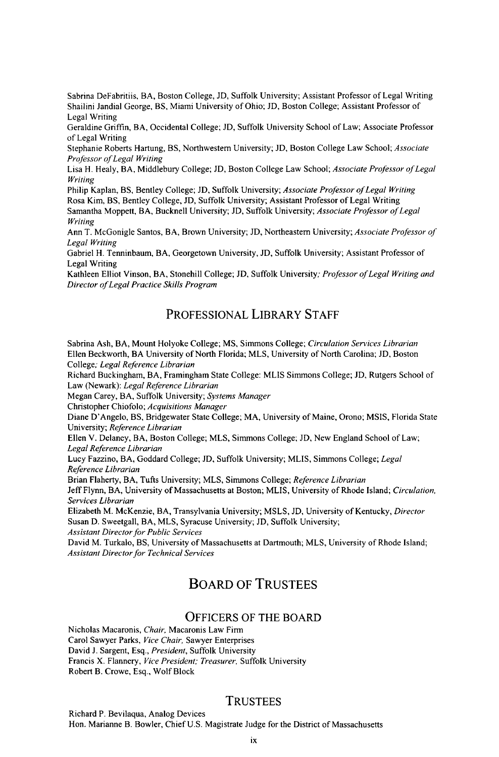Sabrina DeFabritiis, BA, Boston College, JD, Suffolk University; Assistant Professor of Legal Writing

Shailini Jandial George, BS, Miami University of Ohio; JD, Boston College; Assistant Professor of Legal Writing

Geraldine Griffin, BA, Occidental College; JD, Suffolk University School of Law; Associate Professor of Legal Writing

Stephanie Roberts Hartung, BS, Northwestern University; JD, Boston College Law School; *Associate Professor of Legal Writing*

Lisa H. Healy, BA, Middlebury College; JD, Boston College Law School; *Associate Professor of Legal Writing*

Philip Kaplan, BS, Bentley College; JD, Suffolk University; *Associate Professor of Legal Writing*

Rosa Kim, BS, Bentley College, JD, Suffolk University; Assistant Professor of Legal Writing

Samantha Moppett, BA, Bucknell University; JD, Suffolk University; *Associate Professor of Legal Writing*

Ann T. McGonigle Santos, BA, Brown University; JD, Northeastern University; *Associate Professor of Legal Writing*

Gabriel H. Tenninbaum, BA, Georgetown University, JD, Suffolk University; Assistant Professor of Legal Writing

Kathleen Elliot Vinson, BA, Stonehill College; JD, Suffolk University; *Professor of Legal Writing and Director of Legal Practice Skills Program*

## Professional Library Staff

Sabrina Ash, BA, Mount Holyoke College; MS, Simmons College; *Circulation Services Librarian*

Ellen Beckworth, BA University of North Florida; MLS, University of North Carolina; JD, Boston College; *Legal Reference Librarian*

Richard Buckingham, BA, Framingham State College: MLIS Simmons College; JD, Rutgers School of Law (Newark): *Legal Reference Librarian*

Megan Carey, BA, Suffolk University; *Systems Manager*

Christopher Chiofolo; *Acquisitions Manager*

Diane D'Angelo, BS, Bridgewater State College; MA, University of Maine, Orono; MSIS, Florida State University; *Reference Librarian*

Ellen V. Delaney, BA, Boston College; MLS, Simmons College; JD, New England School of Law; *Legal Reference Librarian*

Lucy Fazzino, BA, Goddard College; JD, Suffolk University; MLIS, Simmons College; *Legal Reference Librarian*

Brian Flaherty, BA, Tufts University; MLS, Simmons College; *Reference Librarian*

Jeff Flynn, BA, University of Massachusetts at Boston; MLIS, University of Rhode Island; *Circulation, Services Librarian*

Elizabeth M. McKenzie, BA, Transylvania University; MSLS, JD, University of Kentucky, *Director*

Susan D. Sweetgall, BA, MLS, Syracuse University; JD, Suffolk University; *Assistant Director for Public Services*

David M. Turkalo, BS, University of Massachusetts at Dartmouth; MLS, University of Rhode Island; *Assistant Director for Technical Services*

# Board of Trustees

## Officers of the Board

Nicholas Macaronis, *Chair,* Macaronis Law Firm

Carol Sawyer Parks, *Vice Chair,* Sawyer Enterprises

David J. Sargent, Esq., *President,* Suffolk University

Francis X. Flannery, *Vice President; Treasurer,* Suffolk University

Robert B. Crowe, Esq., Wolf Block

## Trustees

Richard P. Bevilaqua, Analog Devices

Hon. Marianne B. Bowler, Chief U.S. Magistrate Judge for the District of Massachusetts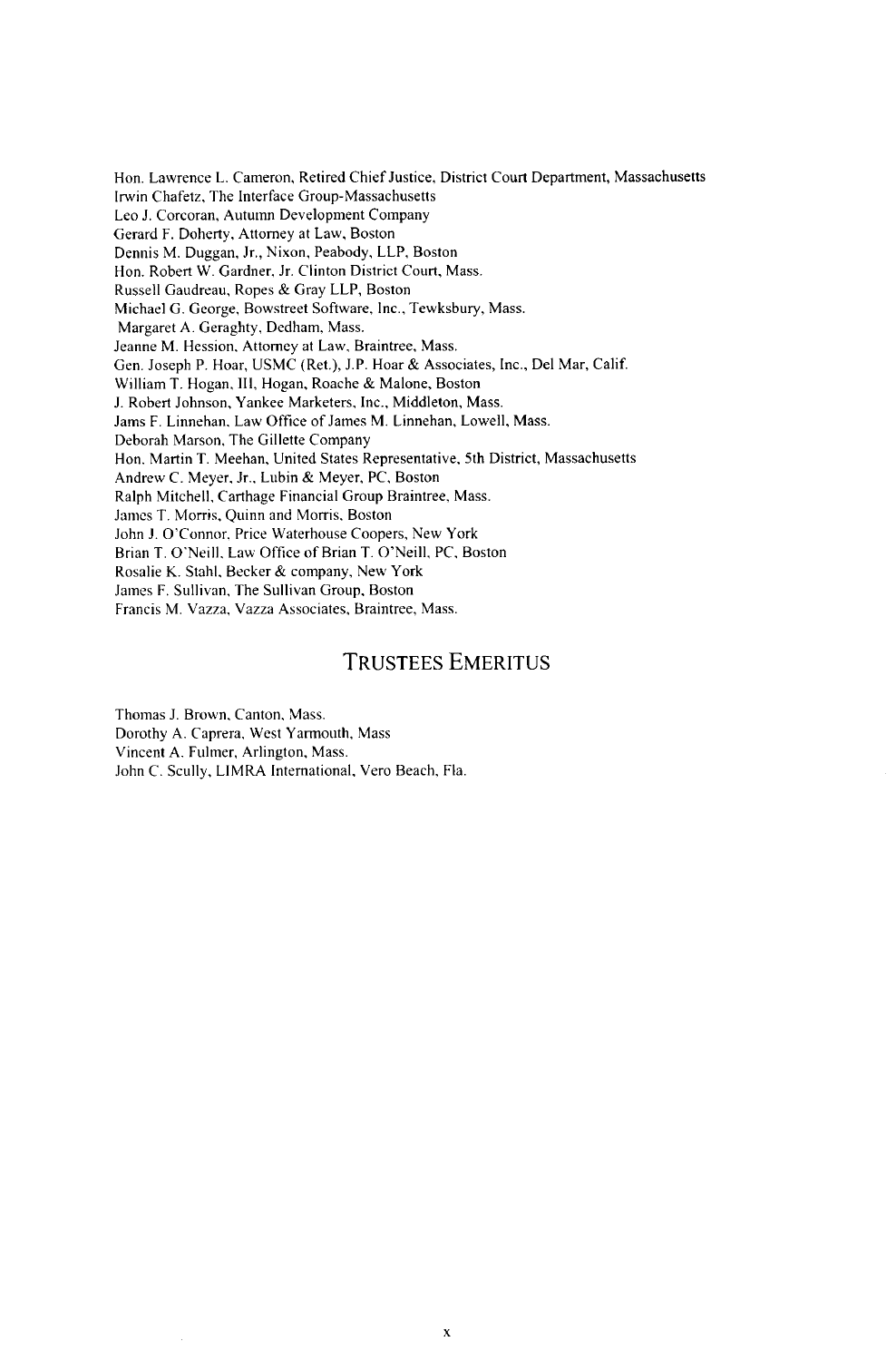Hon. Lawrence L. Cameron, Retired Chief Justice, District Court Department, Massachusetts
Irwin Chafetz, The Interface Group-Massachusetts
Leo J. Corcoran, Autumn Development Company
Gerard F. Doherty, Attorney at Law, Boston
Dennis M. Duggan, Jr., Nixon, Peabody, LLP, Boston
Hon. Robert W. Gardner, Jr. Clinton District Court, Mass.
Russell Gaudreau, Ropes & Gray LLP, Boston
Michael G. George, Bowstreet Software, Inc., Tewksbury, Mass.
Margaret A. Geraghty, Dedham, Mass.
Jeanne M. Hession, Attorney at Law, Braintree, Mass.
Gen. Joseph P. Hoar, USMC (Ret.), J.P. Hoar & Associates, Inc., Del Mar, Calif.
William T. Hogan, III, Hogan, Roache & Malone, Boston
J. Robert Johnson, Yankee Marketers, Inc., Middleton, Mass.
Jams F. Linnehan, Law Office of James M. Linnehan, Lowell, Mass.
Deborah Marson, The Gillette Company
Hon. Martin T. Meehan, United States Representative, 5th District, Massachusetts
Andrew C. Meyer, Jr., Lubin & Meyer, PC, Boston
Ralph Mitchell, Carthage Financial Group Braintree, Mass.
James T. Morris, Quinn and Morris, Boston
John J. O'Connor, Price Waterhouse Coopers, New York
Brian T. O'Neill, Law Office of Brian T. O'Neill, PC, Boston
Rosalie K. Stahl, Becker & company, New York
James F. Sullivan, The Sullivan Group, Boston
Francis M. Vazza, Vazza Associates, Braintree, Mass.

## Trustees Emeritus

Thomas J. Brown, Canton, Mass.
Dorothy A. Caprera, West Yarmouth, Mass
Vincent A. Fulmer, Arlington, Mass.
John C. Scully, LIMRA International, Vero Beach, Fla.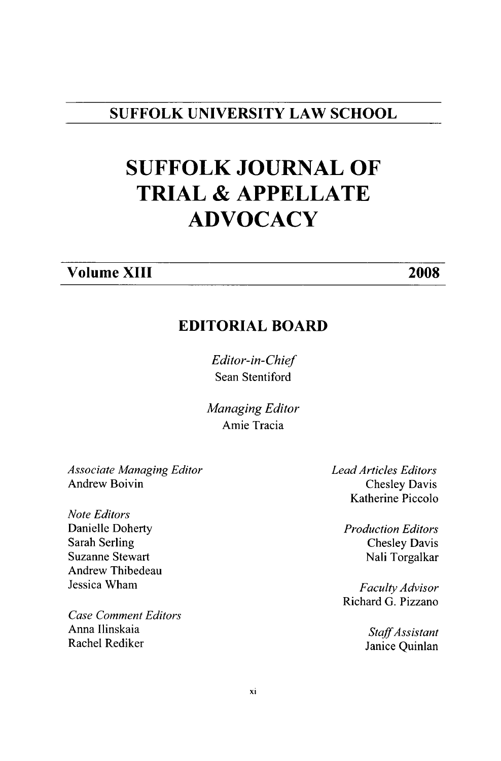SUFFOLK UNIVERSITY LAW SCHOOL

# SUFFOLK JOURNAL OF TRIAL & APPELLATE ADVOCACY

**Volume XIII** **2008**

## EDITORIAL BOARD

*Editor-in-Chief*
Sean Stentiford

*Managing Editor*
Amie Tracia

*Associate Managing Editor*
Andrew Boivin

*Note Editors*
Danielle Doherty
Sarah Serling
Suzanne Stewart
Andrew Thibedeau
Jessica Wham

*Case Comment Editors*
Anna Ilinskaia
Rachel Rediker

*Lead Articles Editors*
Chesley Davis
Katherine Piccolo

*Production Editors*
Chesley Davis
Nali Torgalkar

*Faculty Advisor*
Richard G. Pizzano

*Staff Assistant*
Janice Quinlan